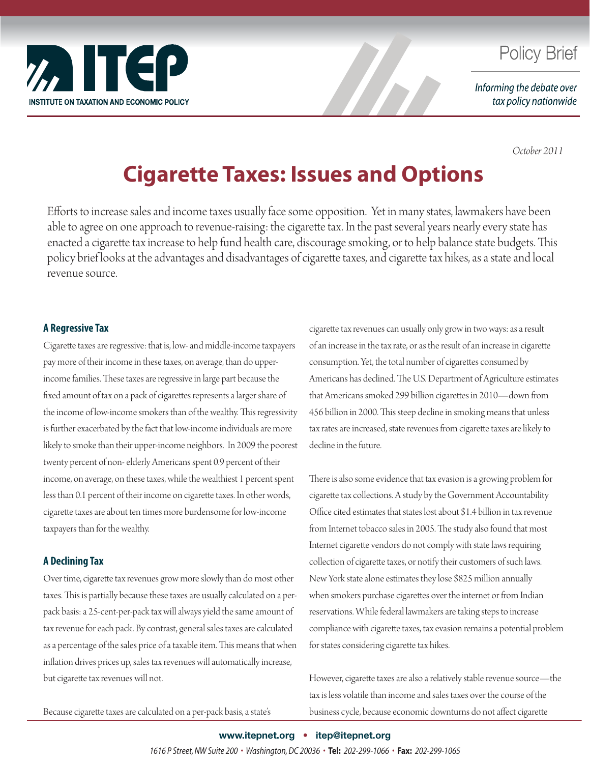# Cigarette Taxes: Issues and Options

*October 2011*

Efforts to increase sales and income taxes usually face some opposition. Yet in many states, lawmakers have been able to agree on one approach to revenue-raising: the cigarette tax. In the past several years nearly every state has enacted a cigarette tax increase to help fund health care, discourage smoking, or to help balance state budgets. This policy brief looks at the advantages and disadvantages of cigarette taxes, and cigarette tax hikes, as a state and local revenue source.

### A Regressive Tax

Cigarette taxes are regressive: that is, low- and middle-income taxpayers pay more of their income in these taxes, on average, than do upper-income families. These taxes are regressive in large part because the fixed amount of tax on a pack of cigarettes represents a larger share of the income of low-income smokers than of the wealthy. This regressivity is further exacerbated by the fact that low-income individuals are more likely to smoke than their upper-income neighbors. In 2009 the poorest twenty percent of non- elderly Americans spent 0.9 percent of their income, on average, on these taxes, while the wealthiest 1 percent spent less than 0.1 percent of their income on cigarette taxes. In other words, cigarette taxes are about ten times more burdensome for low-income taxpayers than for the wealthy.

### A Declining Tax

Over time, cigarette tax revenues grow more slowly than do most other taxes. This is partially because these taxes are usually calculated on a per-pack basis: a 25-cent-per-pack tax will always yield the same amount of tax revenue for each pack. By contrast, general sales taxes are calculated as a percentage of the sales price of a taxable item. This means that when inflation drives prices up, sales tax revenues will automatically increase, but cigarette tax revenues will not.

Because cigarette taxes are calculated on a per-pack basis, a state's cigarette tax revenues can usually only grow in two ways: as a result of an increase in the tax rate, or as the result of an increase in cigarette consumption. Yet, the total number of cigarettes consumed by Americans has declined. The U.S. Department of Agriculture estimates that Americans smoked 299 billion cigarettes in 2010—down from 456 billion in 2000. This steep decline in smoking means that unless tax rates are increased, state revenues from cigarette taxes are likely to decline in the future.

There is also some evidence that tax evasion is a growing problem for cigarette tax collections. A study by the Government Accountability Office cited estimates that states lost about $1.4 billion in tax revenue from Internet tobacco sales in 2005. The study also found that most Internet cigarette vendors do not comply with state laws requiring collection of cigarette taxes, or notify their customers of such laws. New York state alone estimates they lose $825 million annually when smokers purchase cigarettes over the internet or from Indian reservations. While federal lawmakers are taking steps to increase compliance with cigarette taxes, tax evasion remains a potential problem for states considering cigarette tax hikes.

However, cigarette taxes are also a relatively stable revenue source—the tax is less volatile than income and sales taxes over the course of the business cycle, because economic downturns do not affect cigarette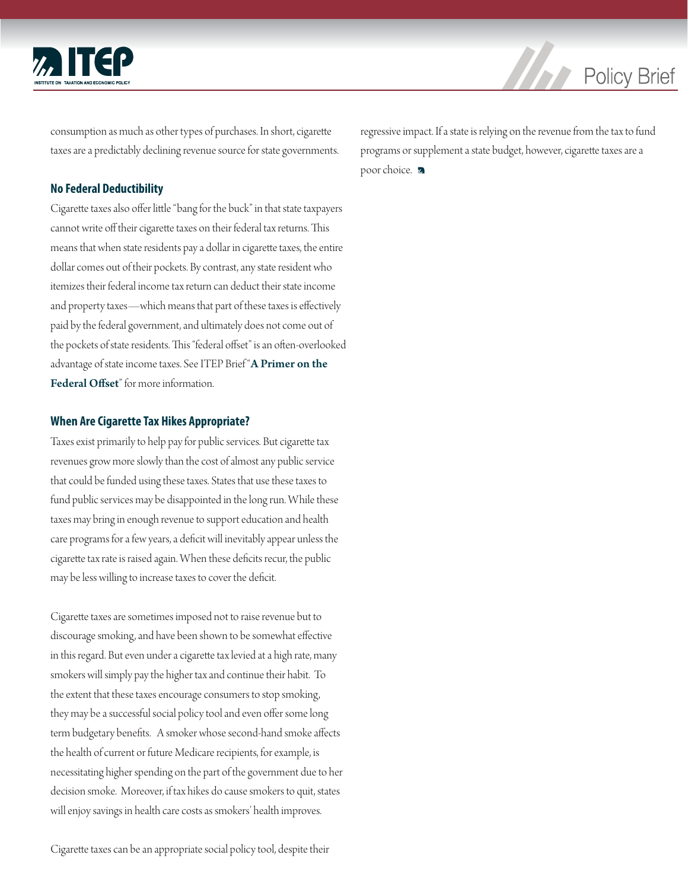consumption as much as other types of purchases. In short, cigarette taxes are a predictably declining revenue source for state governments.

## No Federal Deductibility

Cigarette taxes also offer little "bang for the buck" in that state taxpayers cannot write off their cigarette taxes on their federal tax returns. This means that when state residents pay a dollar in cigarette taxes, the entire dollar comes out of their pockets. By contrast, any state resident who itemizes their federal income tax return can deduct their state income and property taxes—which means that part of these taxes is effectively paid by the federal government, and ultimately does not come out of the pockets of state residents. This "federal offset" is an often-overlooked advantage of state income taxes. See ITEP Brief "**A Primer on the Federal Offset**" for more information.

## When Are Cigarette Tax Hikes Appropriate?

Taxes exist primarily to help pay for public services. But cigarette tax revenues grow more slowly than the cost of almost any public service that could be funded using these taxes. States that use these taxes to fund public services may be disappointed in the long run. While these taxes may bring in enough revenue to support education and health care programs for a few years, a deficit will inevitably appear unless the cigarette tax rate is raised again. When these deficits recur, the public may be less willing to increase taxes to cover the deficit.

Cigarette taxes are sometimes imposed not to raise revenue but to discourage smoking, and have been shown to be somewhat effective in this regard. But even under a cigarette tax levied at a high rate, many smokers will simply pay the higher tax and continue their habit. To the extent that these taxes encourage consumers to stop smoking, they may be a successful social policy tool and even offer some long term budgetary benefits. A smoker whose second-hand smoke affects the health of current or future Medicare recipients, for example, is necessitating higher spending on the part of the government due to her decision smoke. Moreover, if tax hikes do cause smokers to quit, states will enjoy savings in health care costs as smokers' health improves.

Cigarette taxes can be an appropriate social policy tool, despite their regressive impact. If a state is relying on the revenue from the tax to fund programs or supplement a state budget, however, cigarette taxes are a poor choice.